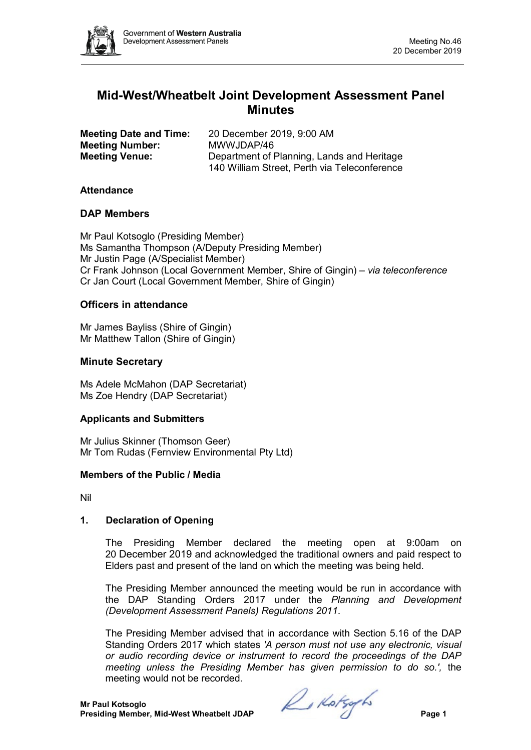# Mid-West/Wheatbelt Joint Development Assessment Panel Minutes

**Meeting Date and Time:** 20 December 2019, 9:00 AM
**Meeting Number:** MWWJDAP/46
**Meeting Venue:** Department of Planning, Lands and Heritage
140 William Street, Perth via Teleconference

### Attendance

### DAP Members

Mr Paul Kotsoglo (Presiding Member)
Ms Samantha Thompson (A/Deputy Presiding Member)
Mr Justin Page (A/Specialist Member)
Cr Frank Johnson (Local Government Member, Shire of Gingin) – *via teleconference*
Cr Jan Court (Local Government Member, Shire of Gingin)

### Officers in attendance

Mr James Bayliss (Shire of Gingin)
Mr Matthew Tallon (Shire of Gingin)

### Minute Secretary

Ms Adele McMahon (DAP Secretariat)
Ms Zoe Hendry (DAP Secretariat)

### Applicants and Submitters

Mr Julius Skinner (Thomson Geer)
Mr Tom Rudas (Fernview Environmental Pty Ltd)

### Members of the Public / Media

Nil

### 1. Declaration of Opening

The Presiding Member declared the meeting open at 9:00am on 20 December 2019 and acknowledged the traditional owners and paid respect to Elders past and present of the land on which the meeting was being held.

The Presiding Member announced the meeting would be run in accordance with the DAP Standing Orders 2017 under the *Planning and Development (Development Assessment Panels) Regulations 2011*.

The Presiding Member advised that in accordance with Section 5.16 of the DAP Standing Orders 2017 which states *'A person must not use any electronic, visual or audio recording device or instrument to record the proceedings of the DAP meeting unless the Presiding Member has given permission to do so.',* the meeting would not be recorded.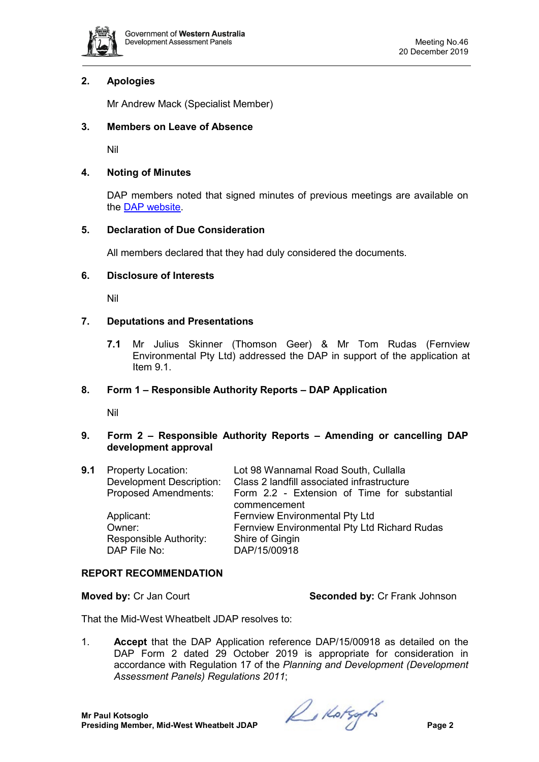## 2. Apologies

Mr Andrew Mack (Specialist Member)

## 3. Members on Leave of Absence

Nil

## 4. Noting of Minutes

DAP members noted that signed minutes of previous meetings are available on the DAP website.

## 5. Declaration of Due Consideration

All members declared that they had duly considered the documents.

## 6. Disclosure of Interests

Nil

## 7. Deputations and Presentations

**7.1** Mr Julius Skinner (Thomson Geer) & Mr Tom Rudas (Fernview Environmental Pty Ltd) addressed the DAP in support of the application at Item 9.1.

## 8. Form 1 – Responsible Authority Reports – DAP Application

Nil

## 9. Form 2 – Responsible Authority Reports – Amending or cancelling DAP development approval

**9.1**

| | |
|---|---|
| Property Location: | Lot 98 Wannamal Road South, Cullalla |
| Development Description: | Class 2 landfill associated infrastructure |
| Proposed Amendments: | Form 2.2 - Extension of Time for substantial commencement |
| Applicant: | Fernview Environmental Pty Ltd |
| Owner: | Fernview Environmental Pty Ltd Richard Rudas |
| Responsible Authority: | Shire of Gingin |
| DAP File No: | DAP/15/00918 |

### REPORT RECOMMENDATION

**Moved by:** Cr Jan Court **Seconded by:** Cr Frank Johnson

That the Mid-West Wheatbelt JDAP resolves to:

1. **Accept** that the DAP Application reference DAP/15/00918 as detailed on the DAP Form 2 dated 29 October 2019 is appropriate for consideration in accordance with Regulation 17 of the *Planning and Development (Development Assessment Panels) Regulations 2011*;

**Mr Paul Kotsoglo**
**Presiding Member, Mid-West Wheatbelt JDAP**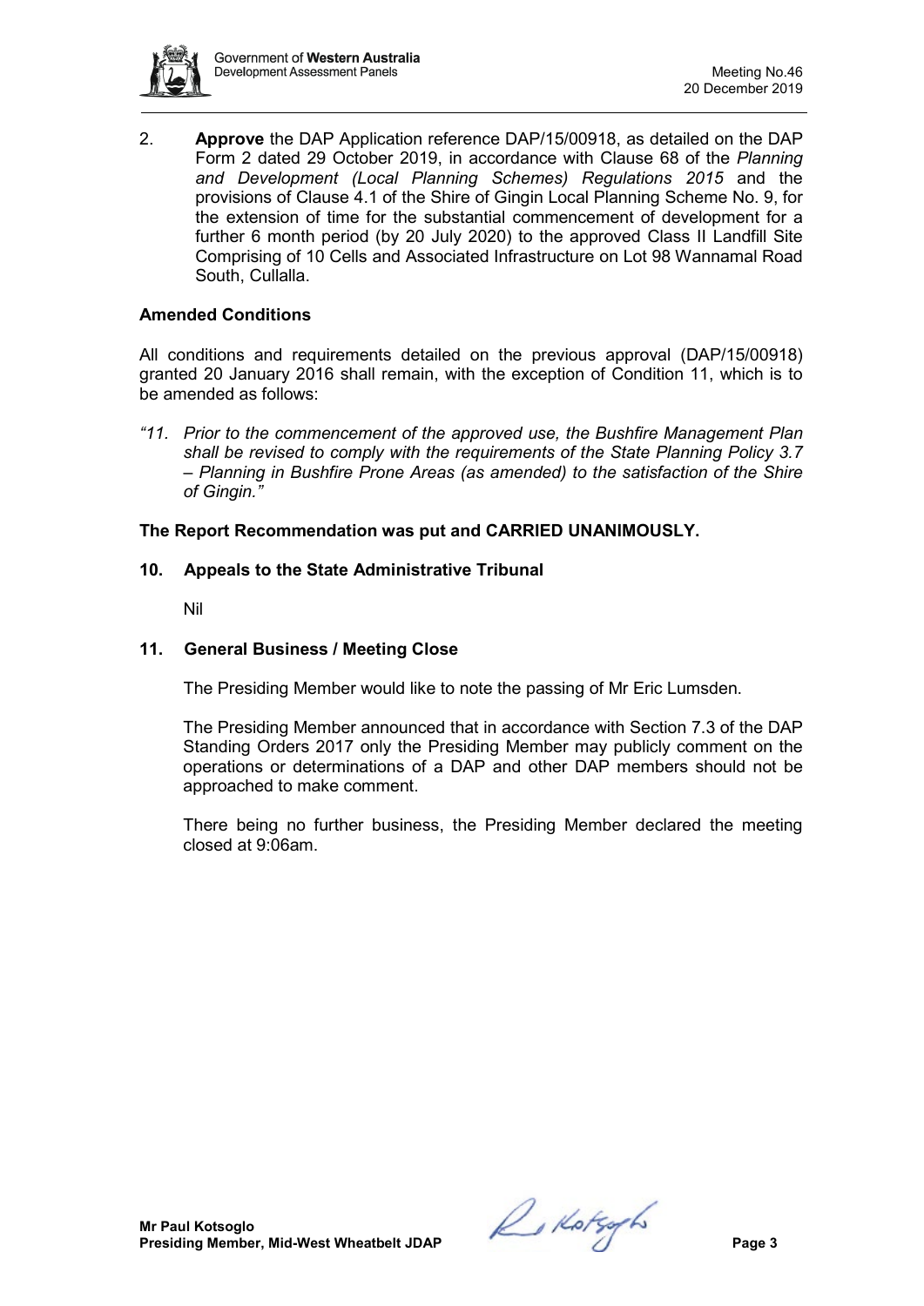2. **Approve** the DAP Application reference DAP/15/00918, as detailed on the DAP Form 2 dated 29 October 2019, in accordance with Clause 68 of the *Planning and Development (Local Planning Schemes) Regulations 2015* and the provisions of Clause 4.1 of the Shire of Gingin Local Planning Scheme No. 9, for the extension of time for the substantial commencement of development for a further 6 month period (by 20 July 2020) to the approved Class II Landfill Site Comprising of 10 Cells and Associated Infrastructure on Lot 98 Wannamal Road South, Cullalla.

**Amended Conditions**

All conditions and requirements detailed on the previous approval (DAP/15/00918) granted 20 January 2016 shall remain, with the exception of Condition 11, which is to be amended as follows:

*"11. Prior to the commencement of the approved use, the Bushfire Management Plan shall be revised to comply with the requirements of the State Planning Policy 3.7 – Planning in Bushfire Prone Areas (as amended) to the satisfaction of the Shire of Gingin."*

**The Report Recommendation was put and CARRIED UNANIMOUSLY.**

## 10. Appeals to the State Administrative Tribunal

Nil

## 11. General Business / Meeting Close

The Presiding Member would like to note the passing of Mr Eric Lumsden.

The Presiding Member announced that in accordance with Section 7.3 of the DAP Standing Orders 2017 only the Presiding Member may publicly comment on the operations or determinations of a DAP and other DAP members should not be approached to make comment.

There being no further business, the Presiding Member declared the meeting closed at 9:06am.

**Mr Paul Kotsoglo**
**Presiding Member, Mid-West Wheatbelt JDAP**